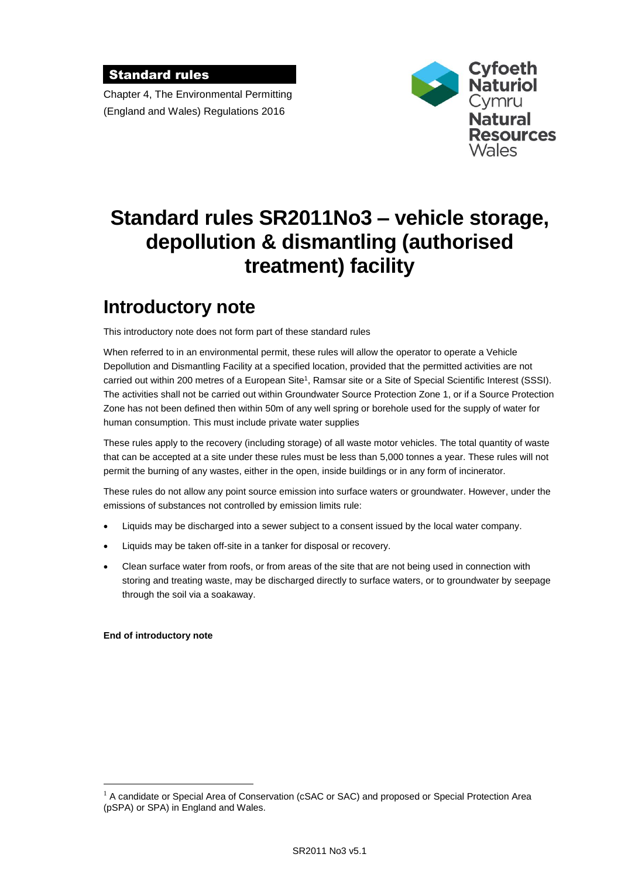**Standard rules**

Chapter 4, The Environmental Permitting (England and Wales) Regulations 2016

Cyfoeth Naturiol Cymru
Natural Resources Wales

# Standard rules SR2011No3 – vehicle storage, depollution & dismantling (authorised treatment) facility

## Introductory note

This introductory note does not form part of these standard rules

When referred to in an environmental permit, these rules will allow the operator to operate a Vehicle Depollution and Dismantling Facility at a specified location, provided that the permitted activities are not carried out within 200 metres of a European Site[1], Ramsar site or a Site of Special Scientific Interest (SSSI). The activities shall not be carried out within Groundwater Source Protection Zone 1, or if a Source Protection Zone has not been defined then within 50m of any well spring or borehole used for the supply of water for human consumption. This must include private water supplies

These rules apply to the recovery (including storage) of all waste motor vehicles. The total quantity of waste that can be accepted at a site under these rules must be less than 5,000 tonnes a year. These rules will not permit the burning of any wastes, either in the open, inside buildings or in any form of incinerator.

These rules do not allow any point source emission into surface waters or groundwater. However, under the emissions of substances not controlled by emission limits rule:

- Liquids may be discharged into a sewer subject to a consent issued by the local water company.
- Liquids may be taken off-site in a tanker for disposal or recovery.
- Clean surface water from roofs, or from areas of the site that are not being used in connection with storing and treating waste, may be discharged directly to surface waters, or to groundwater by seepage through the soil via a soakaway.

**End of introductory note**

[1] A candidate or Special Area of Conservation (cSAC or SAC) and proposed or Special Protection Area (pSPA) or SPA) in England and Wales.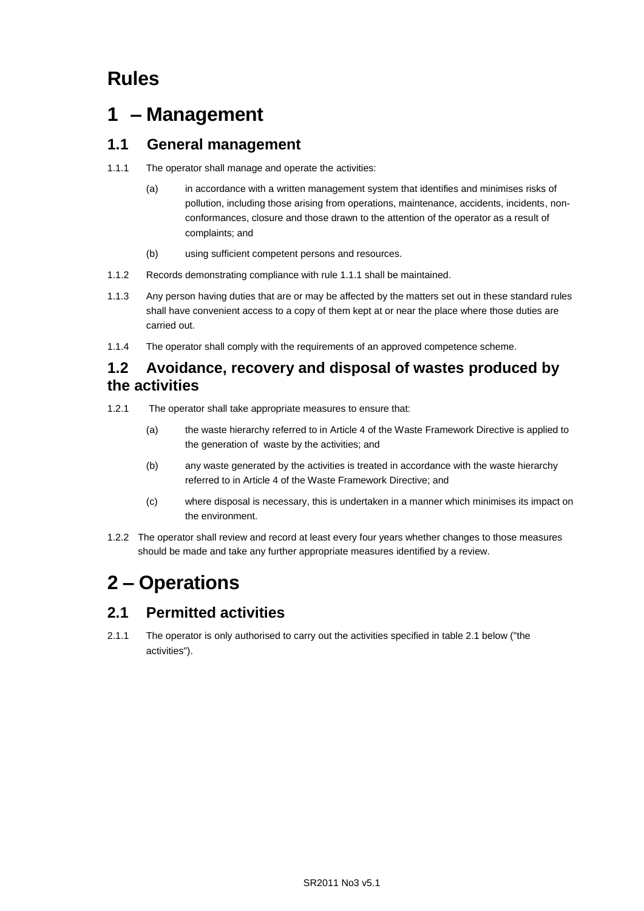# Rules

# 1 – Management

## 1.1 General management

1.1.1 The operator shall manage and operate the activities:

(a) in accordance with a written management system that identifies and minimises risks of pollution, including those arising from operations, maintenance, accidents, incidents, non-conformances, closure and those drawn to the attention of the operator as a result of complaints; and

(b) using sufficient competent persons and resources.

1.1.2 Records demonstrating compliance with rule 1.1.1 shall be maintained.

1.1.3 Any person having duties that are or may be affected by the matters set out in these standard rules shall have convenient access to a copy of them kept at or near the place where those duties are carried out.

1.1.4 The operator shall comply with the requirements of an approved competence scheme.

## 1.2 Avoidance, recovery and disposal of wastes produced by the activities

1.2.1 The operator shall take appropriate measures to ensure that:

(a) the waste hierarchy referred to in Article 4 of the Waste Framework Directive is applied to the generation of waste by the activities; and

(b) any waste generated by the activities is treated in accordance with the waste hierarchy referred to in Article 4 of the Waste Framework Directive; and

(c) where disposal is necessary, this is undertaken in a manner which minimises its impact on the environment.

1.2.2 The operator shall review and record at least every four years whether changes to those measures should be made and take any further appropriate measures identified by a review.

# 2 – Operations

## 2.1 Permitted activities

2.1.1 The operator is only authorised to carry out the activities specified in table 2.1 below ("the activities").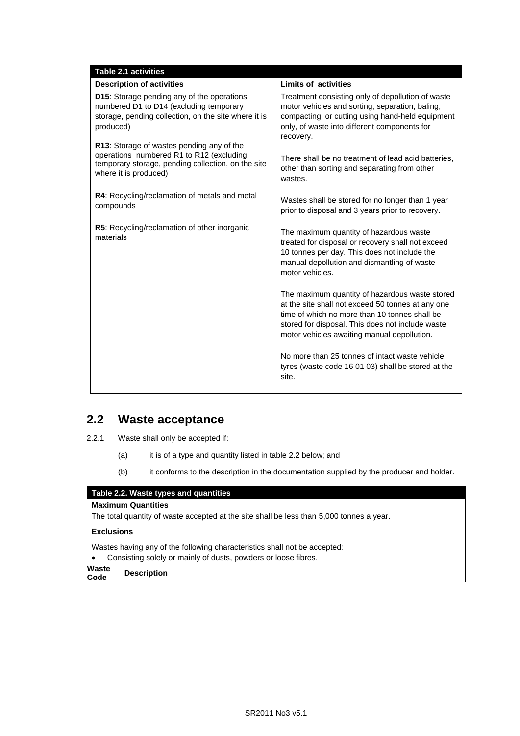| Table 2.1 activities | |
|---|---|
| **Description of activities** | **Limits of activities** |
| **D15**: Storage pending any of the operations numbered D1 to D14 (excluding temporary storage, pending collection, on the site where it is produced)<br><br>**R13**: Storage of wastes pending any of the operations numbered R1 to R12 (excluding temporary storage, pending collection, on the site where it is produced)<br><br>**R4**: Recycling/reclamation of metals and metal compounds<br><br>**R5**: Recycling/reclamation of other inorganic materials | Treatment consisting only of depollution of waste motor vehicles and sorting, separation, baling, compacting, or cutting using hand-held equipment only, of waste into different components for recovery.<br><br>There shall be no treatment of lead acid batteries, other than sorting and separating from other wastes.<br><br>Wastes shall be stored for no longer than 1 year prior to disposal and 3 years prior to recovery.<br><br>The maximum quantity of hazardous waste treated for disposal or recovery shall not exceed 10 tonnes per day. This does not include the manual depollution and dismantling of waste motor vehicles.<br><br>The maximum quantity of hazardous waste stored at the site shall not exceed 50 tonnes at any one time of which no more than 10 tonnes shall be stored for disposal. This does not include waste motor vehicles awaiting manual depollution.<br><br>No more than 25 tonnes of intact waste vehicle tyres (waste code 16 01 03) shall be stored at the site. |

## 2.2 Waste acceptance

2.2.1 Waste shall only be accepted if:

(a) it is of a type and quantity listed in table 2.2 below; and

(b) it conforms to the description in the documentation supplied by the producer and holder.

| Table 2.2. Waste types and quantities | |
|---|---|
| **Maximum Quantities**<br>The total quantity of waste accepted at the site shall be less than 5,000 tonnes a year. | |
| **Exclusions**<br>Wastes having any of the following characteristics shall not be accepted:<br>• Consisting solely or mainly of dusts, powders or loose fibres. | |
| **Waste Code** | **Description** |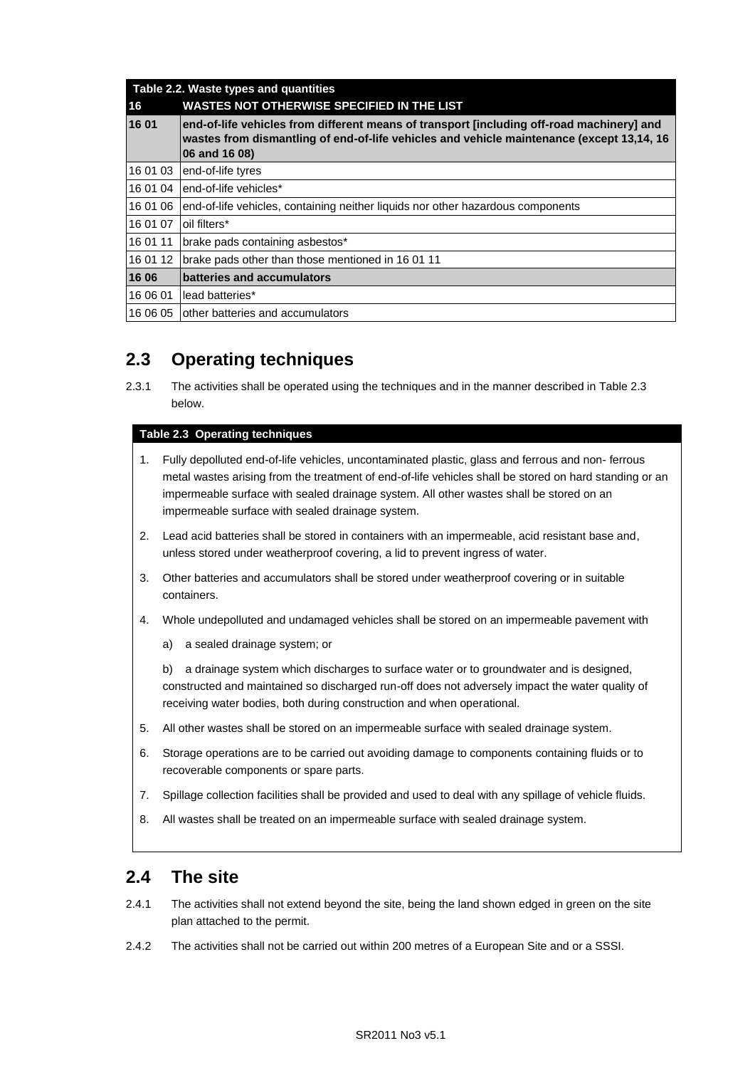| Table 2.2. Waste types and quantities | |
|---|---|
| **16** | **WASTES NOT OTHERWISE SPECIFIED IN THE LIST** |
| **16 01** | **end-of-life vehicles from different means of transport [including off-road machinery] and wastes from dismantling of end-of-life vehicles and vehicle maintenance (except 13,14, 16 06 and 16 08)** |
| 16 01 03 | end-of-life tyres |
| 16 01 04 | end-of-life vehicles* |
| 16 01 06 | end-of-life vehicles, containing neither liquids nor other hazardous components |
| 16 01 07 | oil filters* |
| 16 01 11 | brake pads containing asbestos* |
| 16 01 12 | brake pads other than those mentioned in 16 01 11 |
| **16 06** | **batteries and accumulators** |
| 16 06 01 | lead batteries* |
| 16 06 05 | other batteries and accumulators |

## 2.3 Operating techniques

2.3.1 The activities shall be operated using the techniques and in the manner described in Table 2.3 below.

**Table 2.3 Operating techniques**

1. Fully depolluted end-of-life vehicles, uncontaminated plastic, glass and ferrous and non- ferrous metal wastes arising from the treatment of end-of-life vehicles shall be stored on hard standing or an impermeable surface with sealed drainage system. All other wastes shall be stored on an impermeable surface with sealed drainage system.
2. Lead acid batteries shall be stored in containers with an impermeable, acid resistant base and, unless stored under weatherproof covering, a lid to prevent ingress of water.
3. Other batteries and accumulators shall be stored under weatherproof covering or in suitable containers.
4. Whole undepolluted and undamaged vehicles shall be stored on an impermeable pavement with

   a) a sealed drainage system; or

   b) a drainage system which discharges to surface water or to groundwater and is designed, constructed and maintained so discharged run-off does not adversely impact the water quality of receiving water bodies, both during construction and when operational.
5. All other wastes shall be stored on an impermeable surface with sealed drainage system.
6. Storage operations are to be carried out avoiding damage to components containing fluids or to recoverable components or spare parts.
7. Spillage collection facilities shall be provided and used to deal with any spillage of vehicle fluids.
8. All wastes shall be treated on an impermeable surface with sealed drainage system.

## 2.4 The site

2.4.1 The activities shall not extend beyond the site, being the land shown edged in green on the site plan attached to the permit.

2.4.2 The activities shall not be carried out within 200 metres of a European Site and or a SSSI.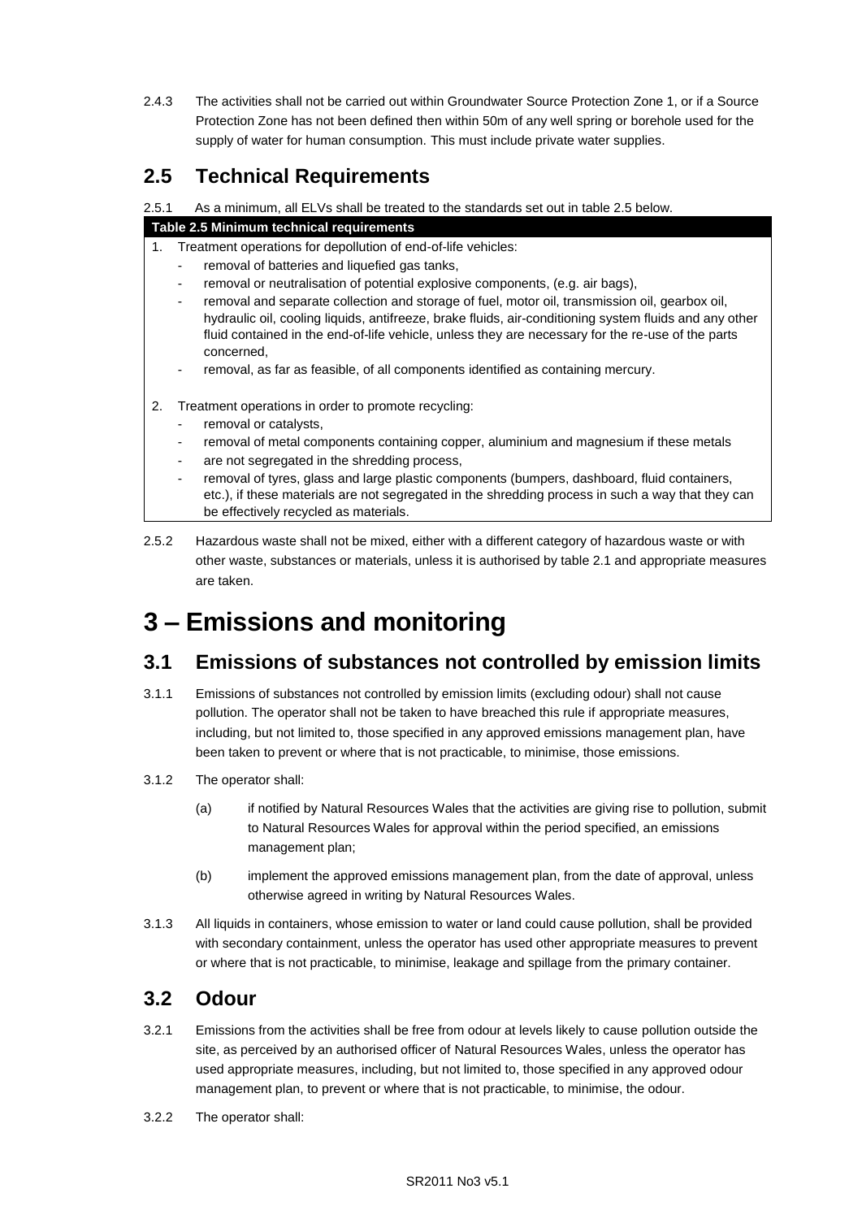2.4.3 The activities shall not be carried out within Groundwater Source Protection Zone 1, or if a Source Protection Zone has not been defined then within 50m of any well spring or borehole used for the supply of water for human consumption. This must include private water supplies.

## 2.5 Technical Requirements

2.5.1 As a minimum, all ELVs shall be treated to the standards set out in table 2.5 below.

| Table 2.5 Minimum technical requirements |
|---|
| 1. Treatment operations for depollution of end-of-life vehicles:<br>- removal of batteries and liquefied gas tanks,<br>- removal or neutralisation of potential explosive components, (e.g. air bags),<br>- removal and separate collection and storage of fuel, motor oil, transmission oil, gearbox oil, hydraulic oil, cooling liquids, antifreeze, brake fluids, air-conditioning system fluids and any other fluid contained in the end-of-life vehicle, unless they are necessary for the re-use of the parts concerned,<br>- removal, as far as feasible, of all components identified as containing mercury. |
| 2. Treatment operations in order to promote recycling:<br>- removal or catalysts,<br>- removal of metal components containing copper, aluminium and magnesium if these metals<br>- are not segregated in the shredding process,<br>- removal of tyres, glass and large plastic components (bumpers, dashboard, fluid containers, etc.), if these materials are not segregated in the shredding process in such a way that they can be effectively recycled as materials. |

2.5.2 Hazardous waste shall not be mixed, either with a different category of hazardous waste or with other waste, substances or materials, unless it is authorised by table 2.1 and appropriate measures are taken.

# 3 – Emissions and monitoring

## 3.1 Emissions of substances not controlled by emission limits

3.1.1 Emissions of substances not controlled by emission limits (excluding odour) shall not cause pollution. The operator shall not be taken to have breached this rule if appropriate measures, including, but not limited to, those specified in any approved emissions management plan, have been taken to prevent or where that is not practicable, to minimise, those emissions.

3.1.2 The operator shall:

(a) if notified by Natural Resources Wales that the activities are giving rise to pollution, submit to Natural Resources Wales for approval within the period specified, an emissions management plan;

(b) implement the approved emissions management plan, from the date of approval, unless otherwise agreed in writing by Natural Resources Wales.

3.1.3 All liquids in containers, whose emission to water or land could cause pollution, shall be provided with secondary containment, unless the operator has used other appropriate measures to prevent or where that is not practicable, to minimise, leakage and spillage from the primary container.

## 3.2 Odour

3.2.1 Emissions from the activities shall be free from odour at levels likely to cause pollution outside the site, as perceived by an authorised officer of Natural Resources Wales, unless the operator has used appropriate measures, including, but not limited to, those specified in any approved odour management plan, to prevent or where that is not practicable, to minimise, the odour.

3.2.2 The operator shall: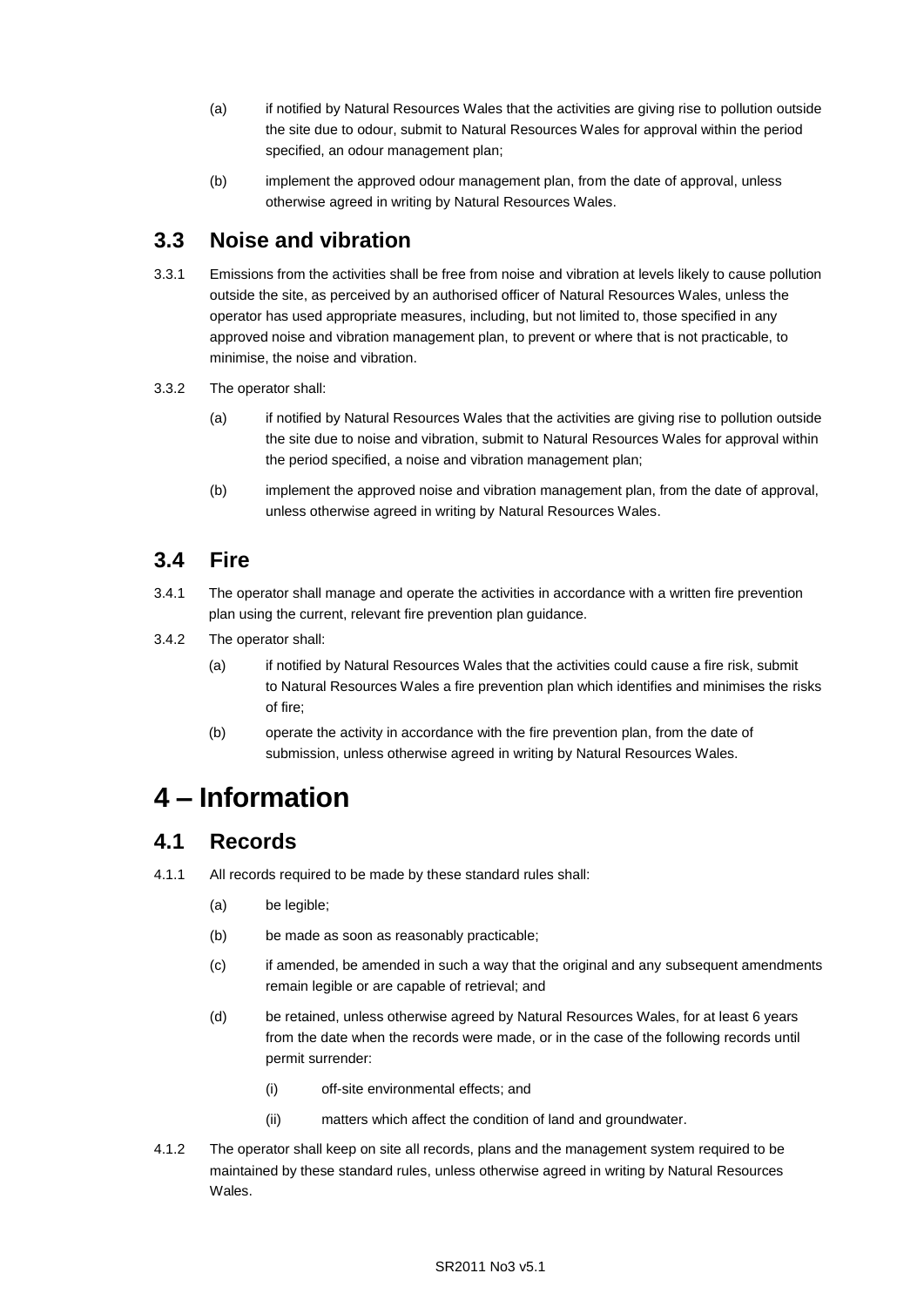(a) if notified by Natural Resources Wales that the activities are giving rise to pollution outside the site due to odour, submit to Natural Resources Wales for approval within the period specified, an odour management plan;

(b) implement the approved odour management plan, from the date of approval, unless otherwise agreed in writing by Natural Resources Wales.

## 3.3 Noise and vibration

3.3.1 Emissions from the activities shall be free from noise and vibration at levels likely to cause pollution outside the site, as perceived by an authorised officer of Natural Resources Wales, unless the operator has used appropriate measures, including, but not limited to, those specified in any approved noise and vibration management plan, to prevent or where that is not practicable, to minimise, the noise and vibration.

3.3.2 The operator shall:

(a) if notified by Natural Resources Wales that the activities are giving rise to pollution outside the site due to noise and vibration, submit to Natural Resources Wales for approval within the period specified, a noise and vibration management plan;

(b) implement the approved noise and vibration management plan, from the date of approval, unless otherwise agreed in writing by Natural Resources Wales.

## 3.4 Fire

3.4.1 The operator shall manage and operate the activities in accordance with a written fire prevention plan using the current, relevant fire prevention plan guidance.

3.4.2 The operator shall:

(a) if notified by Natural Resources Wales that the activities could cause a fire risk, submit to Natural Resources Wales a fire prevention plan which identifies and minimises the risks of fire;

(b) operate the activity in accordance with the fire prevention plan, from the date of submission, unless otherwise agreed in writing by Natural Resources Wales.

# 4 – Information

## 4.1 Records

4.1.1 All records required to be made by these standard rules shall:

(a) be legible;

(b) be made as soon as reasonably practicable;

(c) if amended, be amended in such a way that the original and any subsequent amendments remain legible or are capable of retrieval; and

(d) be retained, unless otherwise agreed by Natural Resources Wales, for at least 6 years from the date when the records were made, or in the case of the following records until permit surrender:

(i) off-site environmental effects; and

(ii) matters which affect the condition of land and groundwater.

4.1.2 The operator shall keep on site all records, plans and the management system required to be maintained by these standard rules, unless otherwise agreed in writing by Natural Resources Wales.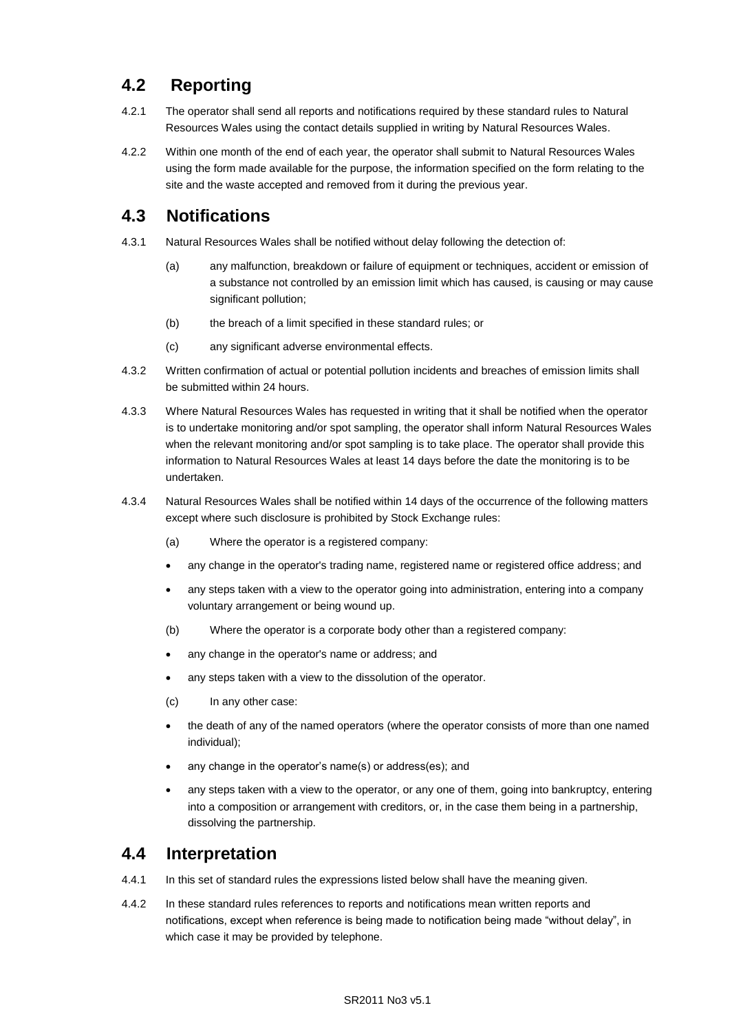## 4.2 Reporting

4.2.1 The operator shall send all reports and notifications required by these standard rules to Natural Resources Wales using the contact details supplied in writing by Natural Resources Wales.

4.2.2 Within one month of the end of each year, the operator shall submit to Natural Resources Wales using the form made available for the purpose, the information specified on the form relating to the site and the waste accepted and removed from it during the previous year.

## 4.3 Notifications

4.3.1 Natural Resources Wales shall be notified without delay following the detection of:

(a) any malfunction, breakdown or failure of equipment or techniques, accident or emission of a substance not controlled by an emission limit which has caused, is causing or may cause significant pollution;

(b) the breach of a limit specified in these standard rules; or

(c) any significant adverse environmental effects.

4.3.2 Written confirmation of actual or potential pollution incidents and breaches of emission limits shall be submitted within 24 hours.

4.3.3 Where Natural Resources Wales has requested in writing that it shall be notified when the operator is to undertake monitoring and/or spot sampling, the operator shall inform Natural Resources Wales when the relevant monitoring and/or spot sampling is to take place. The operator shall provide this information to Natural Resources Wales at least 14 days before the date the monitoring is to be undertaken.

4.3.4 Natural Resources Wales shall be notified within 14 days of the occurrence of the following matters except where such disclosure is prohibited by Stock Exchange rules:

(a) Where the operator is a registered company:

- any change in the operator's trading name, registered name or registered office address; and
- any steps taken with a view to the operator going into administration, entering into a company voluntary arrangement or being wound up.

(b) Where the operator is a corporate body other than a registered company:

- any change in the operator's name or address; and
- any steps taken with a view to the dissolution of the operator.

(c) In any other case:

- the death of any of the named operators (where the operator consists of more than one named individual);
- any change in the operator's name(s) or address(es); and
- any steps taken with a view to the operator, or any one of them, going into bankruptcy, entering into a composition or arrangement with creditors, or, in the case them being in a partnership, dissolving the partnership.

## 4.4 Interpretation

4.4.1 In this set of standard rules the expressions listed below shall have the meaning given.

4.4.2 In these standard rules references to reports and notifications mean written reports and notifications, except when reference is being made to notification being made "without delay", in which case it may be provided by telephone.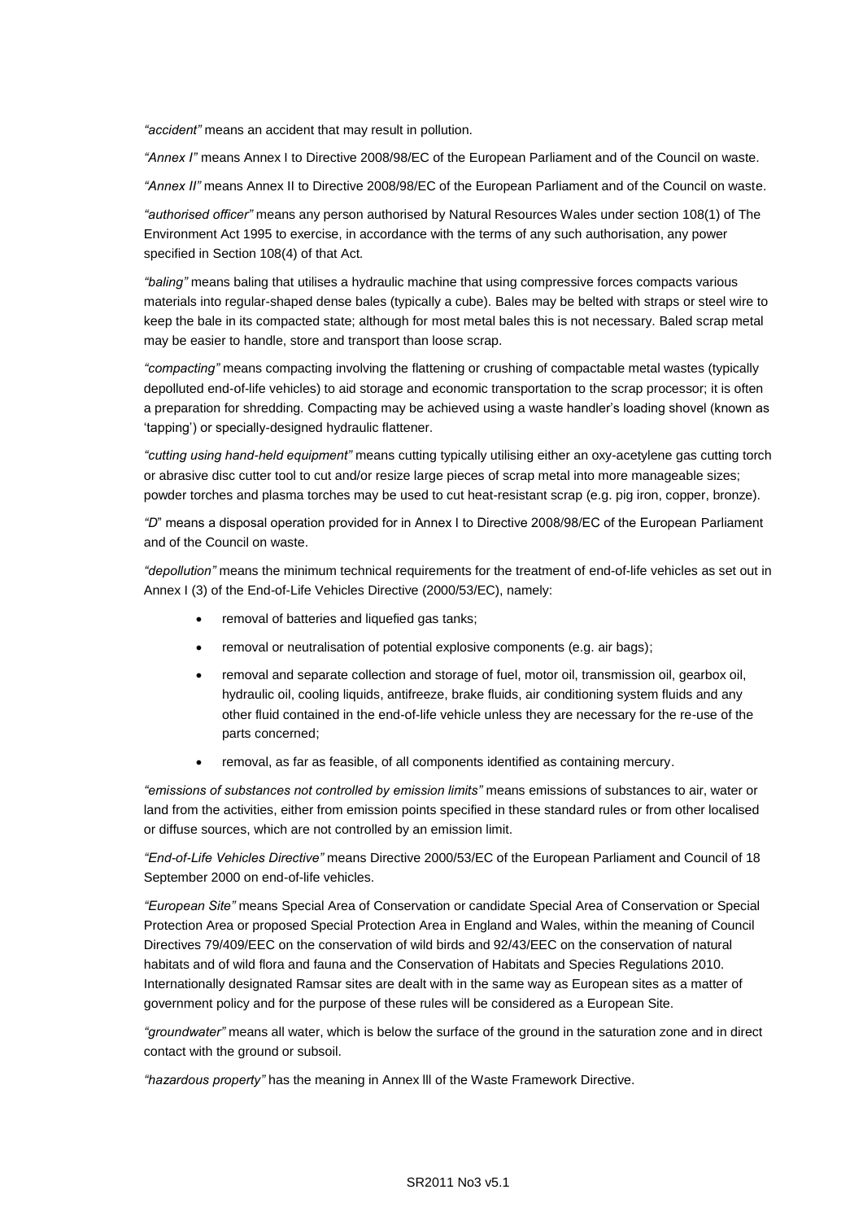*"accident"* means an accident that may result in pollution.

*"Annex I"* means Annex I to Directive 2008/98/EC of the European Parliament and of the Council on waste.

*"Annex II"* means Annex II to Directive 2008/98/EC of the European Parliament and of the Council on waste.

*"authorised officer"* means any person authorised by Natural Resources Wales under section 108(1) of The Environment Act 1995 to exercise, in accordance with the terms of any such authorisation, any power specified in Section 108(4) of that Act.

*"baling"* means baling that utilises a hydraulic machine that using compressive forces compacts various materials into regular-shaped dense bales (typically a cube). Bales may be belted with straps or steel wire to keep the bale in its compacted state; although for most metal bales this is not necessary. Baled scrap metal may be easier to handle, store and transport than loose scrap.

*"compacting"* means compacting involving the flattening or crushing of compactable metal wastes (typically depolluted end-of-life vehicles) to aid storage and economic transportation to the scrap processor; it is often a preparation for shredding. Compacting may be achieved using a waste handler's loading shovel (known as 'tapping') or specially-designed hydraulic flattener.

*"cutting using hand-held equipment"* means cutting typically utilising either an oxy-acetylene gas cutting torch or abrasive disc cutter tool to cut and/or resize large pieces of scrap metal into more manageable sizes; powder torches and plasma torches may be used to cut heat-resistant scrap (e.g. pig iron, copper, bronze).

*"D"* means a disposal operation provided for in Annex I to Directive 2008/98/EC of the European Parliament and of the Council on waste.

*"depollution"* means the minimum technical requirements for the treatment of end-of-life vehicles as set out in Annex I (3) of the End-of-Life Vehicles Directive (2000/53/EC), namely:

- removal of batteries and liquefied gas tanks;
- removal or neutralisation of potential explosive components (e.g. air bags);
- removal and separate collection and storage of fuel, motor oil, transmission oil, gearbox oil, hydraulic oil, cooling liquids, antifreeze, brake fluids, air conditioning system fluids and any other fluid contained in the end-of-life vehicle unless they are necessary for the re-use of the parts concerned;
- removal, as far as feasible, of all components identified as containing mercury.

*"emissions of substances not controlled by emission limits"* means emissions of substances to air, water or land from the activities, either from emission points specified in these standard rules or from other localised or diffuse sources, which are not controlled by an emission limit.

*"End-of-Life Vehicles Directive"* means Directive 2000/53/EC of the European Parliament and Council of 18 September 2000 on end-of-life vehicles.

*"European Site"* means Special Area of Conservation or candidate Special Area of Conservation or Special Protection Area or proposed Special Protection Area in England and Wales, within the meaning of Council Directives 79/409/EEC on the conservation of wild birds and 92/43/EEC on the conservation of natural habitats and of wild flora and fauna and the Conservation of Habitats and Species Regulations 2010. Internationally designated Ramsar sites are dealt with in the same way as European sites as a matter of government policy and for the purpose of these rules will be considered as a European Site.

*"groundwater"* means all water, which is below the surface of the ground in the saturation zone and in direct contact with the ground or subsoil.

*"hazardous property"* has the meaning in Annex lll of the Waste Framework Directive.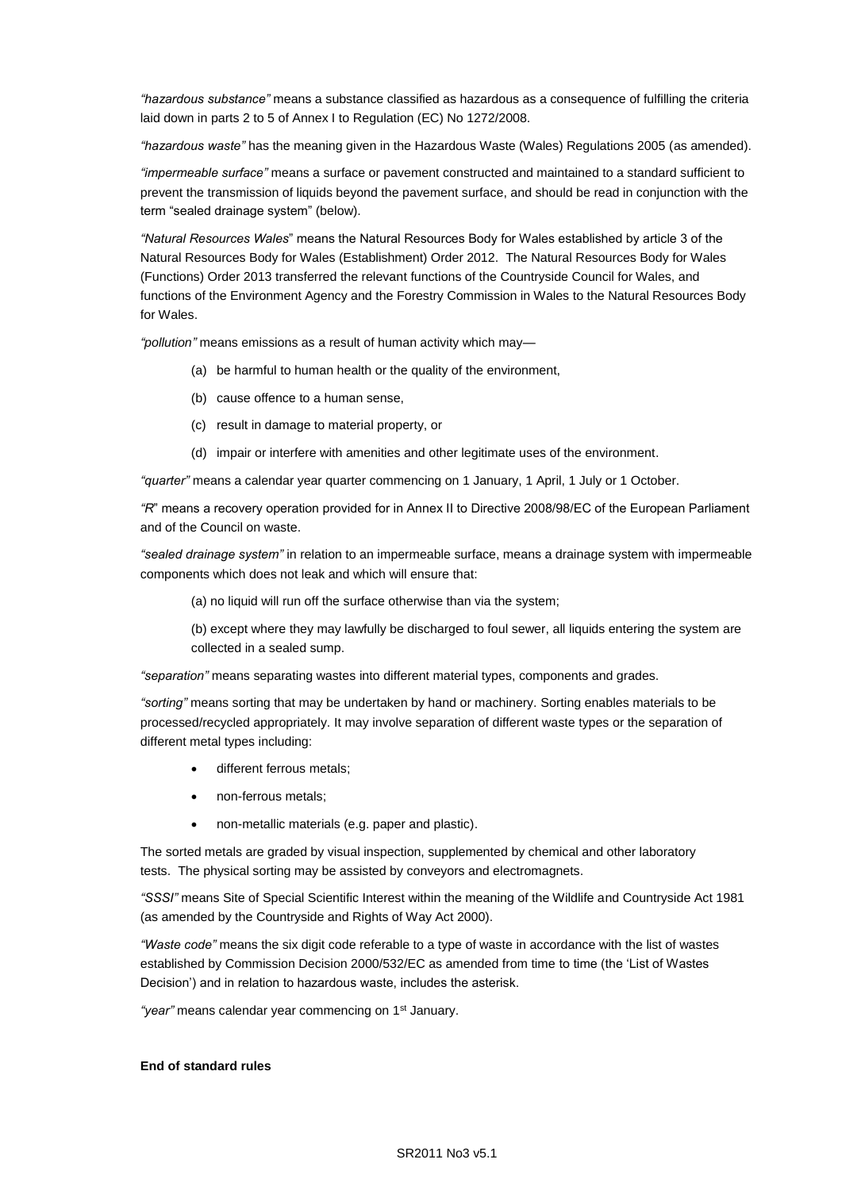*"hazardous substance"* means a substance classified as hazardous as a consequence of fulfilling the criteria laid down in parts 2 to 5 of Annex I to Regulation (EC) No 1272/2008.

*"hazardous waste"* has the meaning given in the Hazardous Waste (Wales) Regulations 2005 (as amended).

*"impermeable surface"* means a surface or pavement constructed and maintained to a standard sufficient to prevent the transmission of liquids beyond the pavement surface, and should be read in conjunction with the term "sealed drainage system" (below).

*"Natural Resources Wales*" means the Natural Resources Body for Wales established by article 3 of the Natural Resources Body for Wales (Establishment) Order 2012. The Natural Resources Body for Wales (Functions) Order 2013 transferred the relevant functions of the Countryside Council for Wales, and functions of the Environment Agency and the Forestry Commission in Wales to the Natural Resources Body for Wales.

*"pollution"* means emissions as a result of human activity which may—

(a) be harmful to human health or the quality of the environment,

(b) cause offence to a human sense,

(c) result in damage to material property, or

(d) impair or interfere with amenities and other legitimate uses of the environment.

*"quarter"* means a calendar year quarter commencing on 1 January, 1 April, 1 July or 1 October.

*"R*" means a recovery operation provided for in Annex II to Directive 2008/98/EC of the European Parliament and of the Council on waste.

*"sealed drainage system"* in relation to an impermeable surface, means a drainage system with impermeable components which does not leak and which will ensure that:

(a) no liquid will run off the surface otherwise than via the system;

(b) except where they may lawfully be discharged to foul sewer, all liquids entering the system are collected in a sealed sump.

*"separation"* means separating wastes into different material types, components and grades.

*"sorting"* means sorting that may be undertaken by hand or machinery. Sorting enables materials to be processed/recycled appropriately. It may involve separation of different waste types or the separation of different metal types including:

- different ferrous metals;
- non-ferrous metals;
- non-metallic materials (e.g. paper and plastic).

The sorted metals are graded by visual inspection, supplemented by chemical and other laboratory tests. The physical sorting may be assisted by conveyors and electromagnets.

*"SSSI"* means Site of Special Scientific Interest within the meaning of the Wildlife and Countryside Act 1981 (as amended by the Countryside and Rights of Way Act 2000).

*"Waste code"* means the six digit code referable to a type of waste in accordance with the list of wastes established by Commission Decision 2000/532/EC as amended from time to time (the 'List of Wastes Decision') and in relation to hazardous waste, includes the asterisk.

*"year"* means calendar year commencing on 1st January.

**End of standard rules**